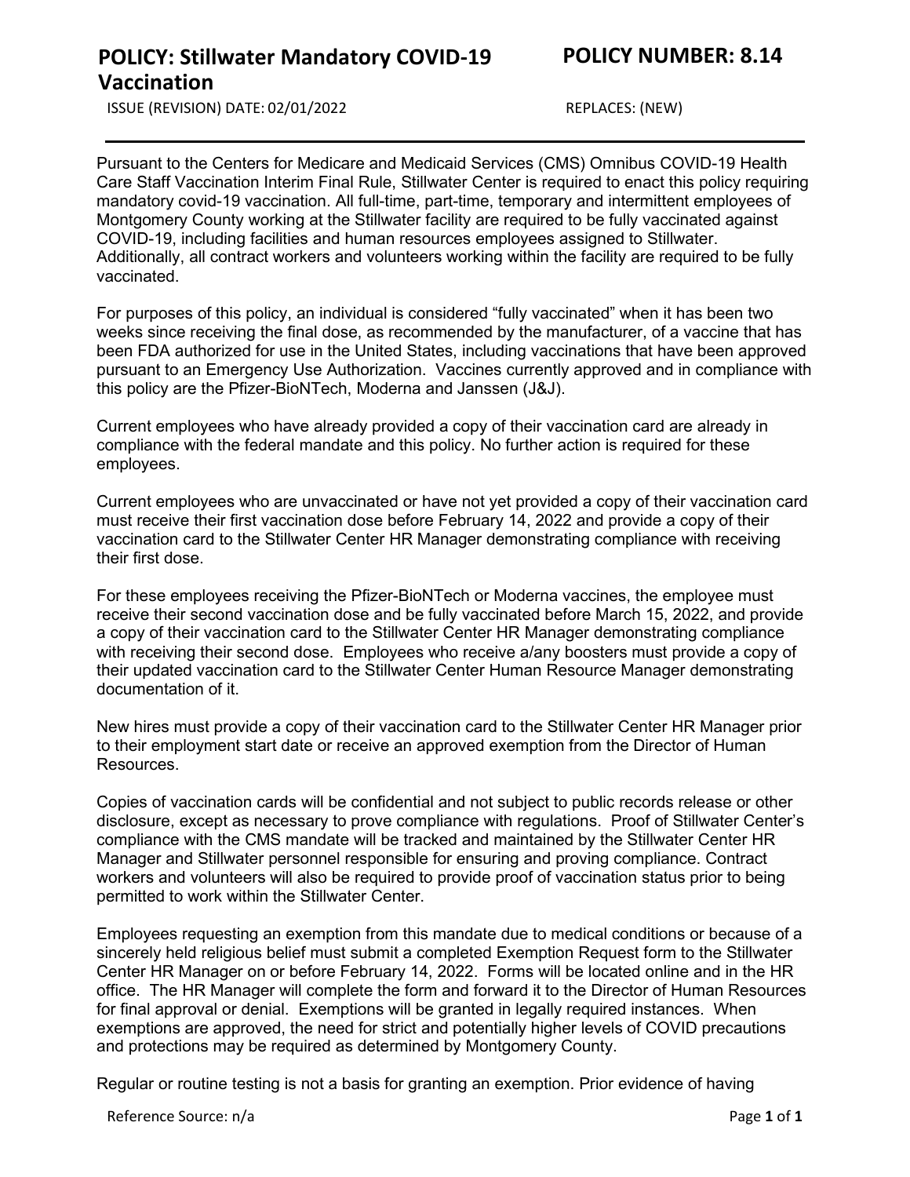# POLICY: Stillwater Mandatory COVID-19 Vaccination

**POLICY NUMBER: 8.14**

ISSUE (REVISION) DATE: 02/01/2022

REPLACES: (NEW)

---

Pursuant to the Centers for Medicare and Medicaid Services (CMS) Omnibus COVID-19 Health Care Staff Vaccination Interim Final Rule, Stillwater Center is required to enact this policy requiring mandatory covid-19 vaccination. All full-time, part-time, temporary and intermittent employees of Montgomery County working at the Stillwater facility are required to be fully vaccinated against COVID-19, including facilities and human resources employees assigned to Stillwater. Additionally, all contract workers and volunteers working within the facility are required to be fully vaccinated.

For purposes of this policy, an individual is considered "fully vaccinated" when it has been two weeks since receiving the final dose, as recommended by the manufacturer, of a vaccine that has been FDA authorized for use in the United States, including vaccinations that have been approved pursuant to an Emergency Use Authorization. Vaccines currently approved and in compliance with this policy are the Pfizer-BioNTech, Moderna and Janssen (J&J).

Current employees who have already provided a copy of their vaccination card are already in compliance with the federal mandate and this policy. No further action is required for these employees.

Current employees who are unvaccinated or have not yet provided a copy of their vaccination card must receive their first vaccination dose before February 14, 2022 and provide a copy of their vaccination card to the Stillwater Center HR Manager demonstrating compliance with receiving their first dose.

For these employees receiving the Pfizer-BioNTech or Moderna vaccines, the employee must receive their second vaccination dose and be fully vaccinated before March 15, 2022, and provide a copy of their vaccination card to the Stillwater Center HR Manager demonstrating compliance with receiving their second dose. Employees who receive a/any boosters must provide a copy of their updated vaccination card to the Stillwater Center Human Resource Manager demonstrating documentation of it.

New hires must provide a copy of their vaccination card to the Stillwater Center HR Manager prior to their employment start date or receive an approved exemption from the Director of Human Resources.

Copies of vaccination cards will be confidential and not subject to public records release or other disclosure, except as necessary to prove compliance with regulations. Proof of Stillwater Center's compliance with the CMS mandate will be tracked and maintained by the Stillwater Center HR Manager and Stillwater personnel responsible for ensuring and proving compliance. Contract workers and volunteers will also be required to provide proof of vaccination status prior to being permitted to work within the Stillwater Center.

Employees requesting an exemption from this mandate due to medical conditions or because of a sincerely held religious belief must submit a completed Exemption Request form to the Stillwater Center HR Manager on or before February 14, 2022. Forms will be located online and in the HR office. The HR Manager will complete the form and forward it to the Director of Human Resources for final approval or denial. Exemptions will be granted in legally required instances. When exemptions are approved, the need for strict and potentially higher levels of COVID precautions and protections may be required as determined by Montgomery County.

Regular or routine testing is not a basis for granting an exemption. Prior evidence of having

Reference Source: n/a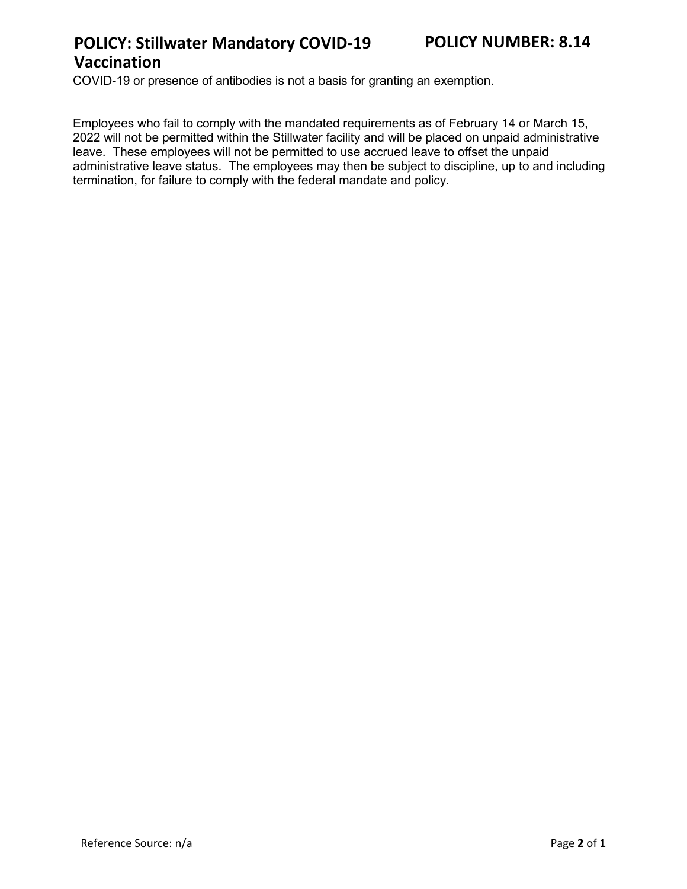COVID-19 or presence of antibodies is not a basis for granting an exemption.

Employees who fail to comply with the mandated requirements as of February 14 or March 15, 2022 will not be permitted within the Stillwater facility and will be placed on unpaid administrative leave. These employees will not be permitted to use accrued leave to offset the unpaid administrative leave status. The employees may then be subject to discipline, up to and including termination, for failure to comply with the federal mandate and policy.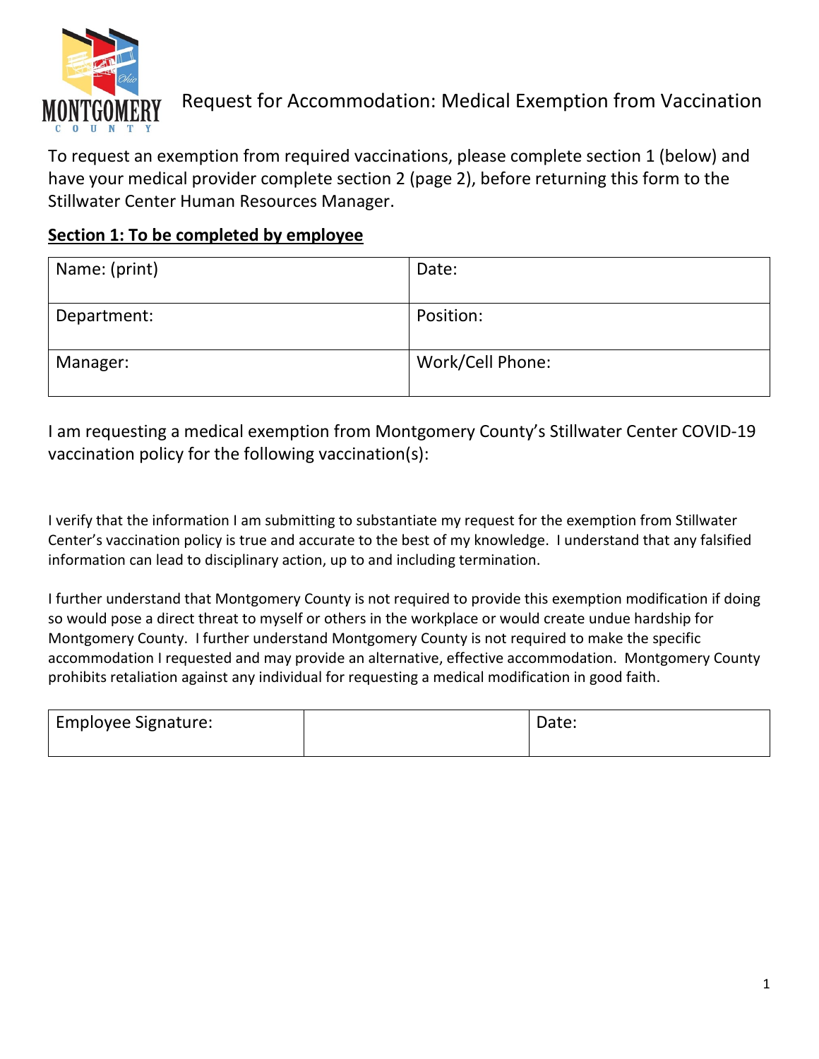# Request for Accommodation: Medical Exemption from Vaccination

To request an exemption from required vaccinations, please complete section 1 (below) and have your medical provider complete section 2 (page 2), before returning this form to the Stillwater Center Human Resources Manager.

## Section 1: To be completed by employee

| Name: (print) | Date: |
|---|---|
| Department: | Position: |
| Manager: | Work/Cell Phone: |

I am requesting a medical exemption from Montgomery County's Stillwater Center COVID-19 vaccination policy for the following vaccination(s):

I verify that the information I am submitting to substantiate my request for the exemption from Stillwater Center's vaccination policy is true and accurate to the best of my knowledge. I understand that any falsified information can lead to disciplinary action, up to and including termination.

I further understand that Montgomery County is not required to provide this exemption modification if doing so would pose a direct threat to myself or others in the workplace or would create undue hardship for Montgomery County. I further understand Montgomery County is not required to make the specific accommodation I requested and may provide an alternative, effective accommodation. Montgomery County prohibits retaliation against any individual for requesting a medical modification in good faith.

| Employee Signature: | | Date: |
|---|---|---|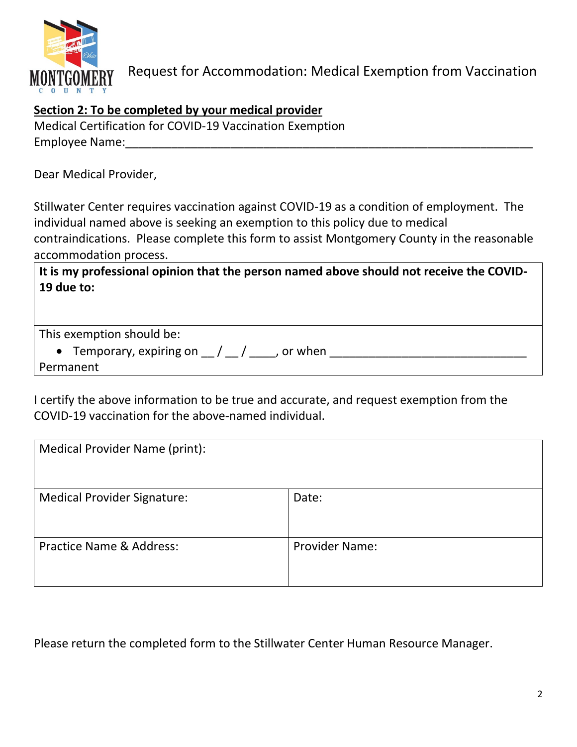Request for Accommodation: Medical Exemption from Vaccination

**Section 2: To be completed by your medical provider**

Medical Certification for COVID-19 Vaccination Exemption

Employee Name:_______________________________________________________________

Dear Medical Provider,

Stillwater Center requires vaccination against COVID-19 as a condition of employment. The individual named above is seeking an exemption to this policy due to medical contraindications. Please complete this form to assist Montgomery County in the reasonable accommodation process.

| **It is my professional opinion that the person named above should not receive the COVID-19 due to:** |
|---|
| This exemption should be:<br>• Temporary, expiring on __ / __ / ____, or when ______________________________<br>Permanent |

I certify the above information to be true and accurate, and request exemption from the COVID-19 vaccination for the above-named individual.

| Medical Provider Name (print): | |
|---|---|
| Medical Provider Signature: | Date: |
| Practice Name & Address: | Provider Name: |

Please return the completed form to the Stillwater Center Human Resource Manager.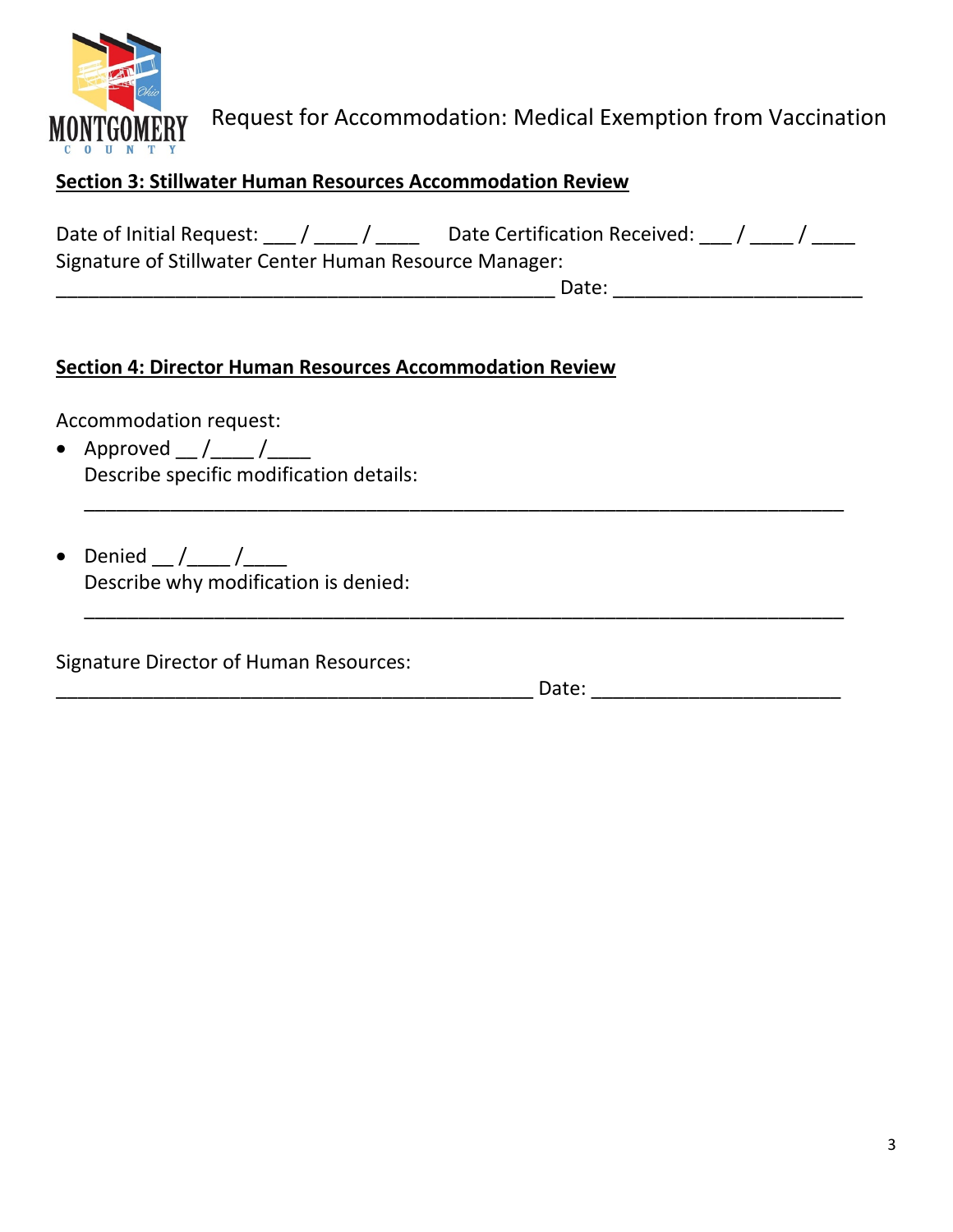Request for Accommodation: Medical Exemption from Vaccination

**Section 3: Stillwater Human Resources Accommodation Review**

Date of Initial Request: ___ / ____ / ____ Date Certification Received: ___ / ____ / ____

Signature of Stillwater Center Human Resource Manager:

_____________________________________________ Date: ______________________

**Section 4: Director Human Resources Accommodation Review**

Accommodation request:

- Approved __ /____ /____
  Describe specific modification details:
  _____________________________________________________________________

- Denied __ /____ /____
  Describe why modification is denied:
  _____________________________________________________________________

Signature Director of Human Resources:

___________________________________________ Date: ______________________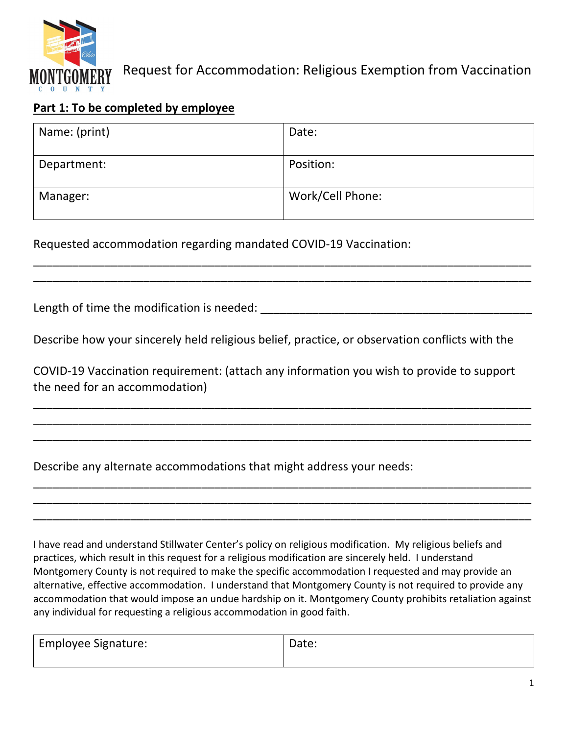# Request for Accommodation: Religious Exemption from Vaccination

**Part 1: To be completed by employee**

| Name: (print) | Date: |
|---|---|
| Department: | Position: |
| Manager: | Work/Cell Phone: |

Requested accommodation regarding mandated COVID-19 Vaccination:

\_\_\_\_\_\_\_\_\_\_\_\_\_\_\_\_\_\_\_\_\_\_\_\_\_\_\_\_\_\_\_\_\_\_\_\_\_\_\_\_\_\_\_\_\_\_\_\_\_\_\_\_\_\_\_\_\_\_\_\_\_\_\_\_\_\_\_\_\_\_\_\_\_\_\_\_
\_\_\_\_\_\_\_\_\_\_\_\_\_\_\_\_\_\_\_\_\_\_\_\_\_\_\_\_\_\_\_\_\_\_\_\_\_\_\_\_\_\_\_\_\_\_\_\_\_\_\_\_\_\_\_\_\_\_\_\_\_\_\_\_\_\_\_\_\_\_\_\_\_\_\_\_

Length of time the modification is needed: \_\_\_\_\_\_\_\_\_\_\_\_\_\_\_\_\_\_\_\_\_\_\_\_\_\_\_\_\_\_\_\_\_\_\_\_\_\_\_\_\_\_\_

Describe how your sincerely held religious belief, practice, or observation conflicts with the

COVID-19 Vaccination requirement: (attach any information you wish to provide to support the need for an accommodation)

\_\_\_\_\_\_\_\_\_\_\_\_\_\_\_\_\_\_\_\_\_\_\_\_\_\_\_\_\_\_\_\_\_\_\_\_\_\_\_\_\_\_\_\_\_\_\_\_\_\_\_\_\_\_\_\_\_\_\_\_\_\_\_\_\_\_\_\_\_\_\_\_\_\_\_\_
\_\_\_\_\_\_\_\_\_\_\_\_\_\_\_\_\_\_\_\_\_\_\_\_\_\_\_\_\_\_\_\_\_\_\_\_\_\_\_\_\_\_\_\_\_\_\_\_\_\_\_\_\_\_\_\_\_\_\_\_\_\_\_\_\_\_\_\_\_\_\_\_\_\_\_\_
\_\_\_\_\_\_\_\_\_\_\_\_\_\_\_\_\_\_\_\_\_\_\_\_\_\_\_\_\_\_\_\_\_\_\_\_\_\_\_\_\_\_\_\_\_\_\_\_\_\_\_\_\_\_\_\_\_\_\_\_\_\_\_\_\_\_\_\_\_\_\_\_\_\_\_\_

Describe any alternate accommodations that might address your needs:

\_\_\_\_\_\_\_\_\_\_\_\_\_\_\_\_\_\_\_\_\_\_\_\_\_\_\_\_\_\_\_\_\_\_\_\_\_\_\_\_\_\_\_\_\_\_\_\_\_\_\_\_\_\_\_\_\_\_\_\_\_\_\_\_\_\_\_\_\_\_\_\_\_\_\_\_
\_\_\_\_\_\_\_\_\_\_\_\_\_\_\_\_\_\_\_\_\_\_\_\_\_\_\_\_\_\_\_\_\_\_\_\_\_\_\_\_\_\_\_\_\_\_\_\_\_\_\_\_\_\_\_\_\_\_\_\_\_\_\_\_\_\_\_\_\_\_\_\_\_\_\_\_
\_\_\_\_\_\_\_\_\_\_\_\_\_\_\_\_\_\_\_\_\_\_\_\_\_\_\_\_\_\_\_\_\_\_\_\_\_\_\_\_\_\_\_\_\_\_\_\_\_\_\_\_\_\_\_\_\_\_\_\_\_\_\_\_\_\_\_\_\_\_\_\_\_\_\_\_

I have read and understand Stillwater Center's policy on religious modification. My religious beliefs and practices, which result in this request for a religious modification are sincerely held. I understand Montgomery County is not required to make the specific accommodation I requested and may provide an alternative, effective accommodation. I understand that Montgomery County is not required to provide any accommodation that would impose an undue hardship on it. Montgomery County prohibits retaliation against any individual for requesting a religious accommodation in good faith.

| Employee Signature: | Date: |
|---|---|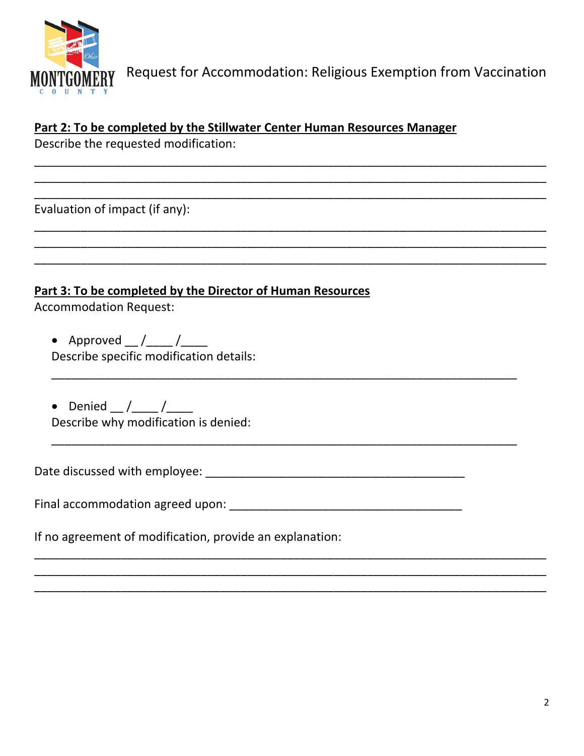Request for Accommodation: Religious Exemption from Vaccination

**Part 2: To be completed by the Stillwater Center Human Resources Manager**

Describe the requested modification:

\_\_\_\_\_\_\_\_\_\_\_\_\_\_\_\_\_\_\_\_\_\_\_\_\_\_\_\_\_\_\_\_\_\_\_\_\_\_\_\_\_\_\_\_\_\_\_\_\_\_\_\_\_\_\_\_\_\_\_\_\_\_\_\_\_\_\_\_\_\_\_\_\_\_\_\_
\_\_\_\_\_\_\_\_\_\_\_\_\_\_\_\_\_\_\_\_\_\_\_\_\_\_\_\_\_\_\_\_\_\_\_\_\_\_\_\_\_\_\_\_\_\_\_\_\_\_\_\_\_\_\_\_\_\_\_\_\_\_\_\_\_\_\_\_\_\_\_\_\_\_\_\_
\_\_\_\_\_\_\_\_\_\_\_\_\_\_\_\_\_\_\_\_\_\_\_\_\_\_\_\_\_\_\_\_\_\_\_\_\_\_\_\_\_\_\_\_\_\_\_\_\_\_\_\_\_\_\_\_\_\_\_\_\_\_\_\_\_\_\_\_\_\_\_\_\_\_\_\_

Evaluation of impact (if any):

\_\_\_\_\_\_\_\_\_\_\_\_\_\_\_\_\_\_\_\_\_\_\_\_\_\_\_\_\_\_\_\_\_\_\_\_\_\_\_\_\_\_\_\_\_\_\_\_\_\_\_\_\_\_\_\_\_\_\_\_\_\_\_\_\_\_\_\_\_\_\_\_\_\_\_\_
\_\_\_\_\_\_\_\_\_\_\_\_\_\_\_\_\_\_\_\_\_\_\_\_\_\_\_\_\_\_\_\_\_\_\_\_\_\_\_\_\_\_\_\_\_\_\_\_\_\_\_\_\_\_\_\_\_\_\_\_\_\_\_\_\_\_\_\_\_\_\_\_\_\_\_\_
\_\_\_\_\_\_\_\_\_\_\_\_\_\_\_\_\_\_\_\_\_\_\_\_\_\_\_\_\_\_\_\_\_\_\_\_\_\_\_\_\_\_\_\_\_\_\_\_\_\_\_\_\_\_\_\_\_\_\_\_\_\_\_\_\_\_\_\_\_\_\_\_\_\_\_\_

**Part 3: To be completed by the Director of Human Resources**

Accommodation Request:

- Approved \_\_ /\_\_\_\_ /\_\_\_\_
  Describe specific modification details:
  \_\_\_\_\_\_\_\_\_\_\_\_\_\_\_\_\_\_\_\_\_\_\_\_\_\_\_\_\_\_\_\_\_\_\_\_\_\_\_\_\_\_\_\_\_\_\_\_\_\_\_\_\_\_\_\_\_\_\_\_\_\_\_\_\_\_\_\_\_\_

- Denied \_\_ /\_\_\_\_ /\_\_\_\_
  Describe why modification is denied:
  \_\_\_\_\_\_\_\_\_\_\_\_\_\_\_\_\_\_\_\_\_\_\_\_\_\_\_\_\_\_\_\_\_\_\_\_\_\_\_\_\_\_\_\_\_\_\_\_\_\_\_\_\_\_\_\_\_\_\_\_\_\_\_\_\_\_\_\_\_\_

Date discussed with employee: \_\_\_\_\_\_\_\_\_\_\_\_\_\_\_\_\_\_\_\_\_\_\_\_\_\_\_\_\_\_\_\_\_\_\_\_\_\_\_\_

Final accommodation agreed upon: \_\_\_\_\_\_\_\_\_\_\_\_\_\_\_\_\_\_\_\_\_\_\_\_\_\_\_\_\_\_\_\_\_\_\_\_\_

If no agreement of modification, provide an explanation:

\_\_\_\_\_\_\_\_\_\_\_\_\_\_\_\_\_\_\_\_\_\_\_\_\_\_\_\_\_\_\_\_\_\_\_\_\_\_\_\_\_\_\_\_\_\_\_\_\_\_\_\_\_\_\_\_\_\_\_\_\_\_\_\_\_\_\_\_\_\_\_\_\_\_\_\_
\_\_\_\_\_\_\_\_\_\_\_\_\_\_\_\_\_\_\_\_\_\_\_\_\_\_\_\_\_\_\_\_\_\_\_\_\_\_\_\_\_\_\_\_\_\_\_\_\_\_\_\_\_\_\_\_\_\_\_\_\_\_\_\_\_\_\_\_\_\_\_\_\_\_\_\_
\_\_\_\_\_\_\_\_\_\_\_\_\_\_\_\_\_\_\_\_\_\_\_\_\_\_\_\_\_\_\_\_\_\_\_\_\_\_\_\_\_\_\_\_\_\_\_\_\_\_\_\_\_\_\_\_\_\_\_\_\_\_\_\_\_\_\_\_\_\_\_\_\_\_\_\_